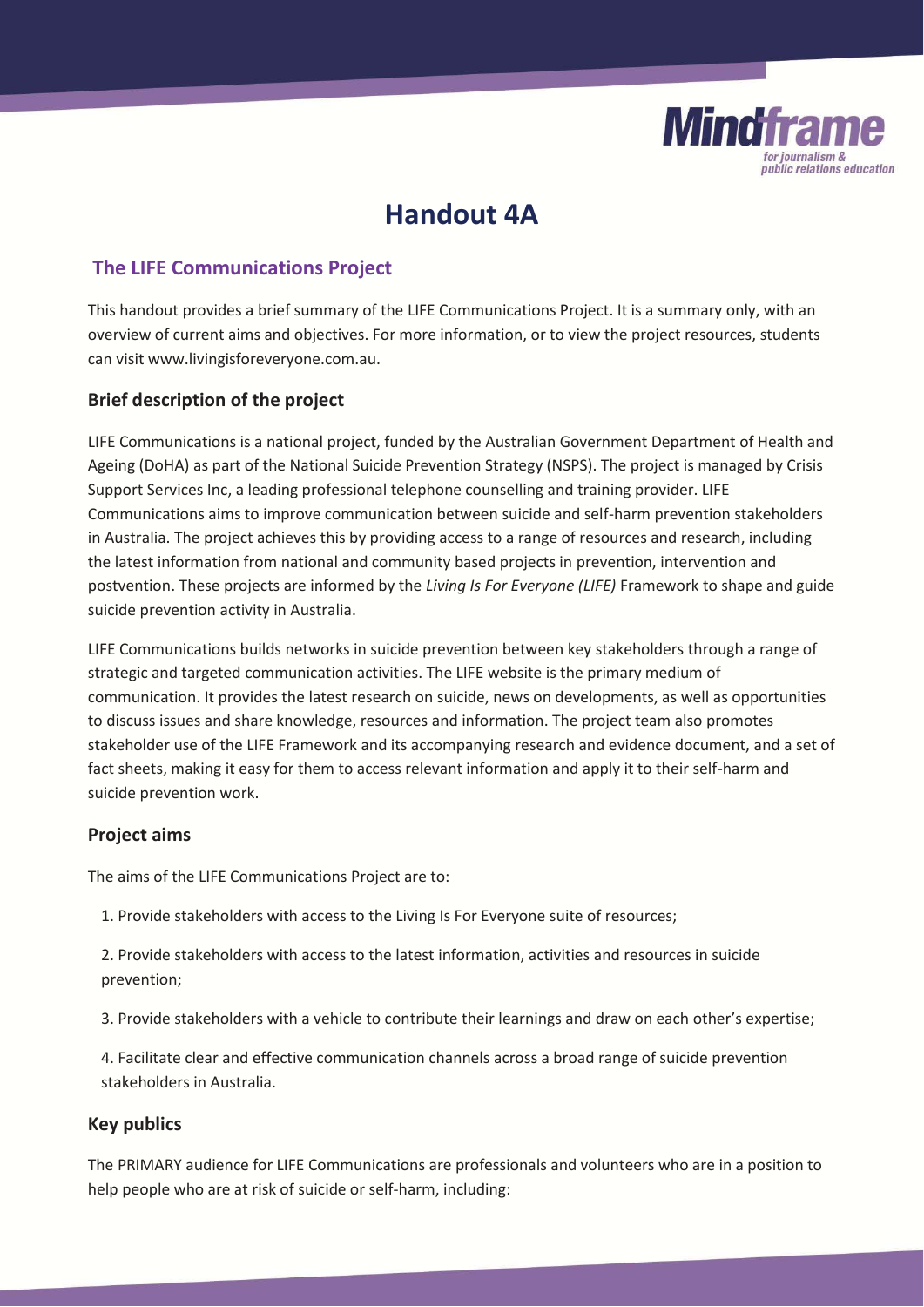# Handout 4A

## The LIFE Communications Project

This handout provides a brief summary of the LIFE Communications Project. It is a summary only, with an overview of current aims and objectives. For more information, or to view the project resources, students can visit www.livingisforeveryone.com.au.

### Brief description of the project

LIFE Communications is a national project, funded by the Australian Government Department of Health and Ageing (DoHA) as part of the National Suicide Prevention Strategy (NSPS). The project is managed by Crisis Support Services Inc, a leading professional telephone counselling and training provider. LIFE Communications aims to improve communication between suicide and self-harm prevention stakeholders in Australia. The project achieves this by providing access to a range of resources and research, including the latest information from national and community based projects in prevention, intervention and postvention. These projects are informed by the *Living Is For Everyone (LIFE)* Framework to shape and guide suicide prevention activity in Australia.

LIFE Communications builds networks in suicide prevention between key stakeholders through a range of strategic and targeted communication activities. The LIFE website is the primary medium of communication. It provides the latest research on suicide, news on developments, as well as opportunities to discuss issues and share knowledge, resources and information. The project team also promotes stakeholder use of the LIFE Framework and its accompanying research and evidence document, and a set of fact sheets, making it easy for them to access relevant information and apply it to their self-harm and suicide prevention work.

### Project aims

The aims of the LIFE Communications Project are to:

1. Provide stakeholders with access to the Living Is For Everyone suite of resources;
2. Provide stakeholders with access to the latest information, activities and resources in suicide prevention;
3. Provide stakeholders with a vehicle to contribute their learnings and draw on each other's expertise;
4. Facilitate clear and effective communication channels across a broad range of suicide prevention stakeholders in Australia.

### Key publics

The PRIMARY audience for LIFE Communications are professionals and volunteers who are in a position to help people who are at risk of suicide or self-harm, including: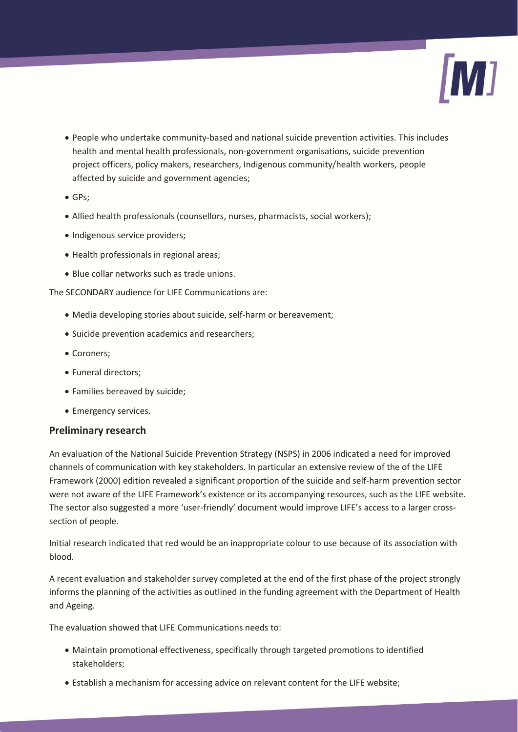- People who undertake community-based and national suicide prevention activities. This includes health and mental health professionals, non-government organisations, suicide prevention project officers, policy makers, researchers, Indigenous community/health workers, people affected by suicide and government agencies;
- GPs;
- Allied health professionals (counsellors, nurses, pharmacists, social workers);
- Indigenous service providers;
- Health professionals in regional areas;
- Blue collar networks such as trade unions.

The SECONDARY audience for LIFE Communications are:

- Media developing stories about suicide, self-harm or bereavement;
- Suicide prevention academics and researchers;
- Coroners;
- Funeral directors;
- Families bereaved by suicide;
- Emergency services.

## Preliminary research

An evaluation of the National Suicide Prevention Strategy (NSPS) in 2006 indicated a need for improved channels of communication with key stakeholders. In particular an extensive review of the of the LIFE Framework (2000) edition revealed a significant proportion of the suicide and self-harm prevention sector were not aware of the LIFE Framework's existence or its accompanying resources, such as the LIFE website. The sector also suggested a more 'user-friendly' document would improve LIFE's access to a larger cross-section of people.

Initial research indicated that red would be an inappropriate colour to use because of its association with blood.

A recent evaluation and stakeholder survey completed at the end of the first phase of the project strongly informs the planning of the activities as outlined in the funding agreement with the Department of Health and Ageing.

The evaluation showed that LIFE Communications needs to:

- Maintain promotional effectiveness, specifically through targeted promotions to identified stakeholders;
- Establish a mechanism for accessing advice on relevant content for the LIFE website;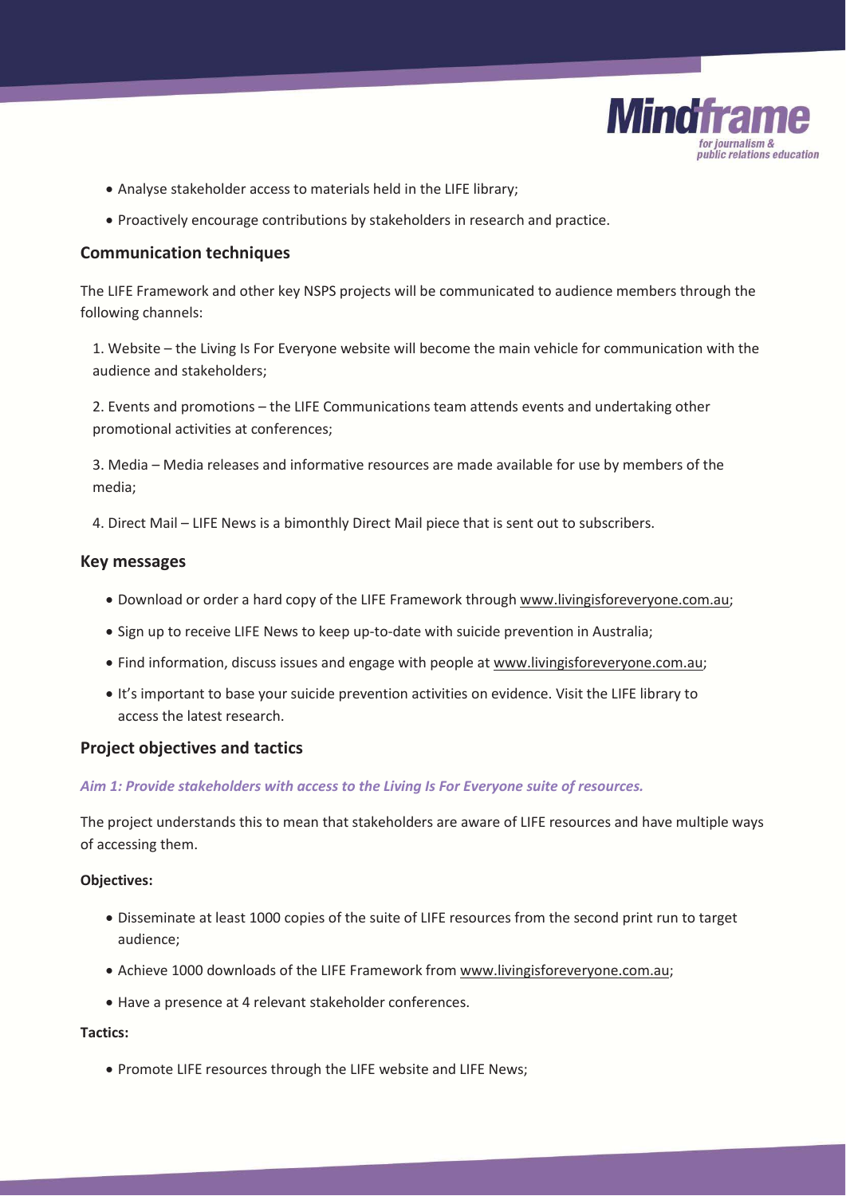- Analyse stakeholder access to materials held in the LIFE library;
- Proactively encourage contributions by stakeholders in research and practice.

## Communication techniques

The LIFE Framework and other key NSPS projects will be communicated to audience members through the following channels:

1. Website – the Living Is For Everyone website will become the main vehicle for communication with the audience and stakeholders;
2. Events and promotions – the LIFE Communications team attends events and undertaking other promotional activities at conferences;
3. Media – Media releases and informative resources are made available for use by members of the media;
4. Direct Mail – LIFE News is a bimonthly Direct Mail piece that is sent out to subscribers.

## Key messages

- Download or order a hard copy of the LIFE Framework through www.livingisforeveryone.com.au;
- Sign up to receive LIFE News to keep up-to-date with suicide prevention in Australia;
- Find information, discuss issues and engage with people at www.livingisforeveryone.com.au;
- It's important to base your suicide prevention activities on evidence. Visit the LIFE library to access the latest research.

## Project objectives and tactics

### *Aim 1: Provide stakeholders with access to the Living Is For Everyone suite of resources.*

The project understands this to mean that stakeholders are aware of LIFE resources and have multiple ways of accessing them.

**Objectives:**

- Disseminate at least 1000 copies of the suite of LIFE resources from the second print run to target audience;
- Achieve 1000 downloads of the LIFE Framework from www.livingisforeveryone.com.au;
- Have a presence at 4 relevant stakeholder conferences.

**Tactics:**

- Promote LIFE resources through the LIFE website and LIFE News;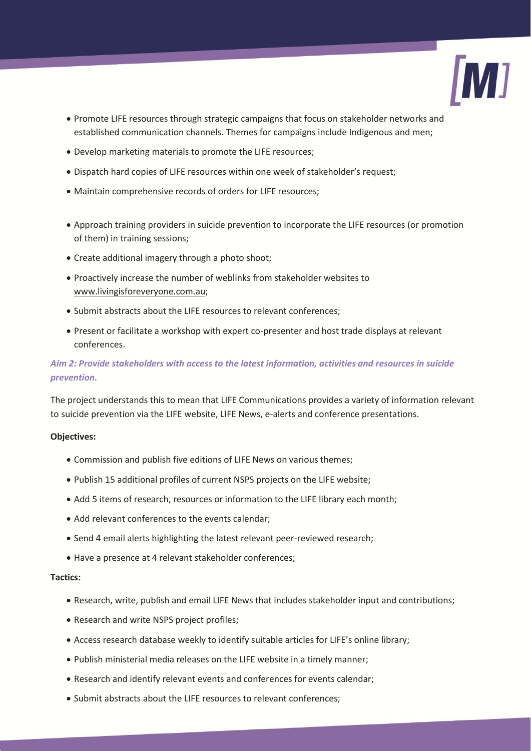- Promote LIFE resources through strategic campaigns that focus on stakeholder networks and established communication channels. Themes for campaigns include Indigenous and men;
- Develop marketing materials to promote the LIFE resources;
- Dispatch hard copies of LIFE resources within one week of stakeholder's request;
- Maintain comprehensive records of orders for LIFE resources;
- Approach training providers in suicide prevention to incorporate the LIFE resources (or promotion of them) in training sessions;
- Create additional imagery through a photo shoot;
- Proactively increase the number of weblinks from stakeholder websites to www.livingisforeveryone.com.au;
- Submit abstracts about the LIFE resources to relevant conferences;
- Present or facilitate a workshop with expert co-presenter and host trade displays at relevant conferences.

*Aim 2: Provide stakeholders with access to the latest information, activities and resources in suicide prevention.*

The project understands this to mean that LIFE Communications provides a variety of information relevant to suicide prevention via the LIFE website, LIFE News, e-alerts and conference presentations.

**Objectives:**

- Commission and publish five editions of LIFE News on various themes;
- Publish 15 additional profiles of current NSPS projects on the LIFE website;
- Add 5 items of research, resources or information to the LIFE library each month;
- Add relevant conferences to the events calendar;
- Send 4 email alerts highlighting the latest relevant peer-reviewed research;
- Have a presence at 4 relevant stakeholder conferences;

**Tactics:**

- Research, write, publish and email LIFE News that includes stakeholder input and contributions;
- Research and write NSPS project profiles;
- Access research database weekly to identify suitable articles for LIFE's online library;
- Publish ministerial media releases on the LIFE website in a timely manner;
- Research and identify relevant events and conferences for events calendar;
- Submit abstracts about the LIFE resources to relevant conferences;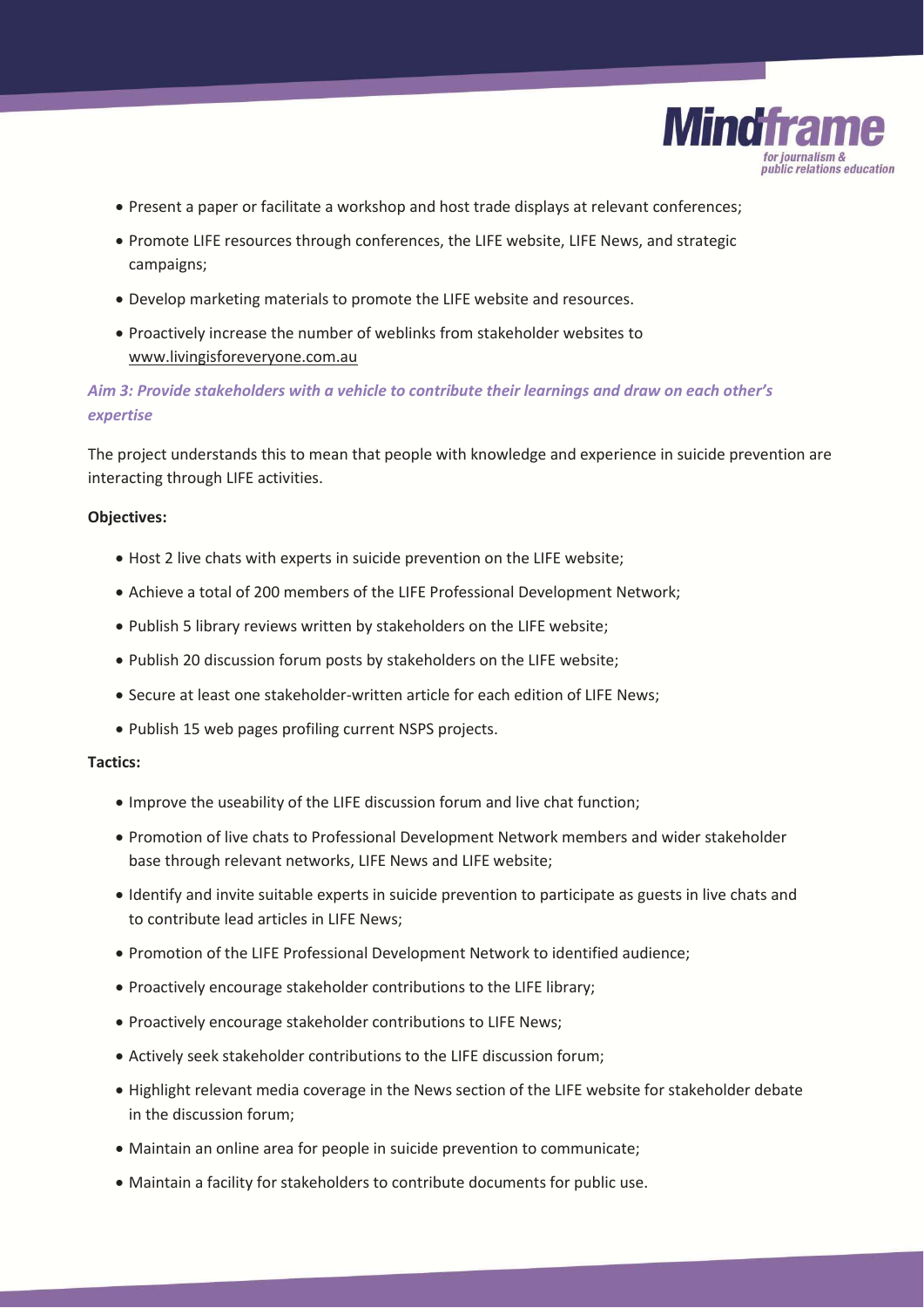- Present a paper or facilitate a workshop and host trade displays at relevant conferences;
- Promote LIFE resources through conferences, the LIFE website, LIFE News, and strategic campaigns;
- Develop marketing materials to promote the LIFE website and resources.
- Proactively increase the number of weblinks from stakeholder websites to www.livingisforeveryone.com.au

### *Aim 3: Provide stakeholders with a vehicle to contribute their learnings and draw on each other's expertise*

The project understands this to mean that people with knowledge and experience in suicide prevention are interacting through LIFE activities.

**Objectives:**

- Host 2 live chats with experts in suicide prevention on the LIFE website;
- Achieve a total of 200 members of the LIFE Professional Development Network;
- Publish 5 library reviews written by stakeholders on the LIFE website;
- Publish 20 discussion forum posts by stakeholders on the LIFE website;
- Secure at least one stakeholder-written article for each edition of LIFE News;
- Publish 15 web pages profiling current NSPS projects.

**Tactics:**

- Improve the useability of the LIFE discussion forum and live chat function;
- Promotion of live chats to Professional Development Network members and wider stakeholder base through relevant networks, LIFE News and LIFE website;
- Identify and invite suitable experts in suicide prevention to participate as guests in live chats and to contribute lead articles in LIFE News;
- Promotion of the LIFE Professional Development Network to identified audience;
- Proactively encourage stakeholder contributions to the LIFE library;
- Proactively encourage stakeholder contributions to LIFE News;
- Actively seek stakeholder contributions to the LIFE discussion forum;
- Highlight relevant media coverage in the News section of the LIFE website for stakeholder debate in the discussion forum;
- Maintain an online area for people in suicide prevention to communicate;
- Maintain a facility for stakeholders to contribute documents for public use.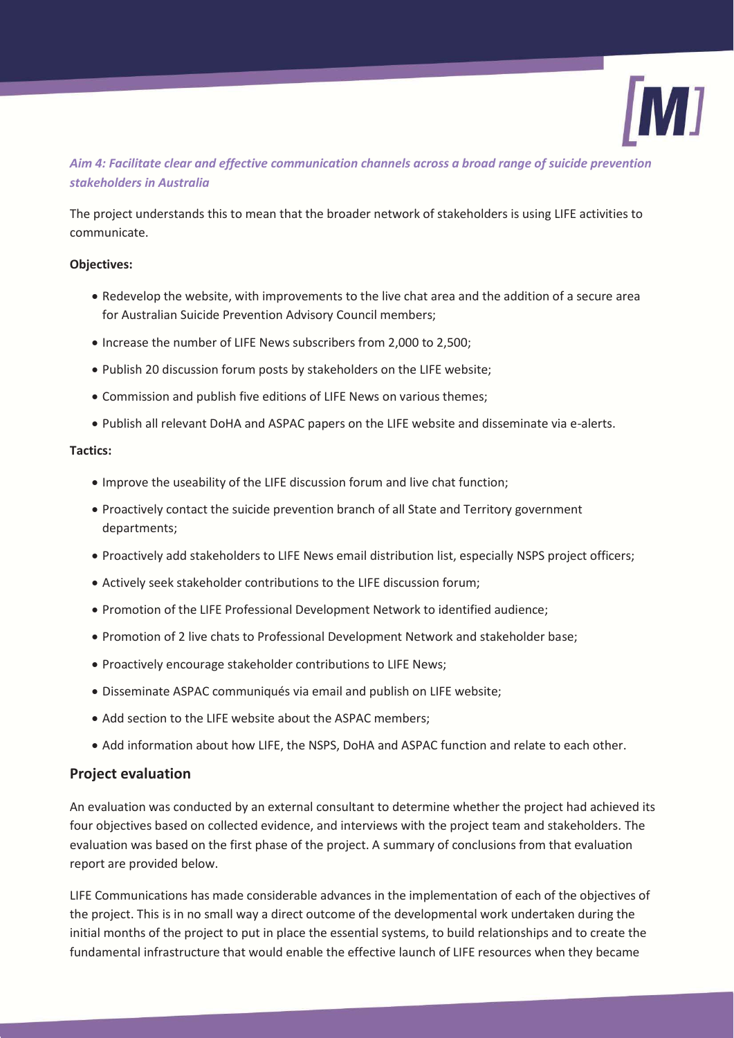*Aim 4: Facilitate clear and effective communication channels across a broad range of suicide prevention stakeholders in Australia*

The project understands this to mean that the broader network of stakeholders is using LIFE activities to communicate.

**Objectives:**

- Redevelop the website, with improvements to the live chat area and the addition of a secure area for Australian Suicide Prevention Advisory Council members;
- Increase the number of LIFE News subscribers from 2,000 to 2,500;
- Publish 20 discussion forum posts by stakeholders on the LIFE website;
- Commission and publish five editions of LIFE News on various themes;
- Publish all relevant DoHA and ASPAC papers on the LIFE website and disseminate via e-alerts.

**Tactics:**

- Improve the useability of the LIFE discussion forum and live chat function;
- Proactively contact the suicide prevention branch of all State and Territory government departments;
- Proactively add stakeholders to LIFE News email distribution list, especially NSPS project officers;
- Actively seek stakeholder contributions to the LIFE discussion forum;
- Promotion of the LIFE Professional Development Network to identified audience;
- Promotion of 2 live chats to Professional Development Network and stakeholder base;
- Proactively encourage stakeholder contributions to LIFE News;
- Disseminate ASPAC communiqués via email and publish on LIFE website;
- Add section to the LIFE website about the ASPAC members;
- Add information about how LIFE, the NSPS, DoHA and ASPAC function and relate to each other.

## Project evaluation

An evaluation was conducted by an external consultant to determine whether the project had achieved its four objectives based on collected evidence, and interviews with the project team and stakeholders. The evaluation was based on the first phase of the project. A summary of conclusions from that evaluation report are provided below.

LIFE Communications has made considerable advances in the implementation of each of the objectives of the project. This is in no small way a direct outcome of the developmental work undertaken during the initial months of the project to put in place the essential systems, to build relationships and to create the fundamental infrastructure that would enable the effective launch of LIFE resources when they became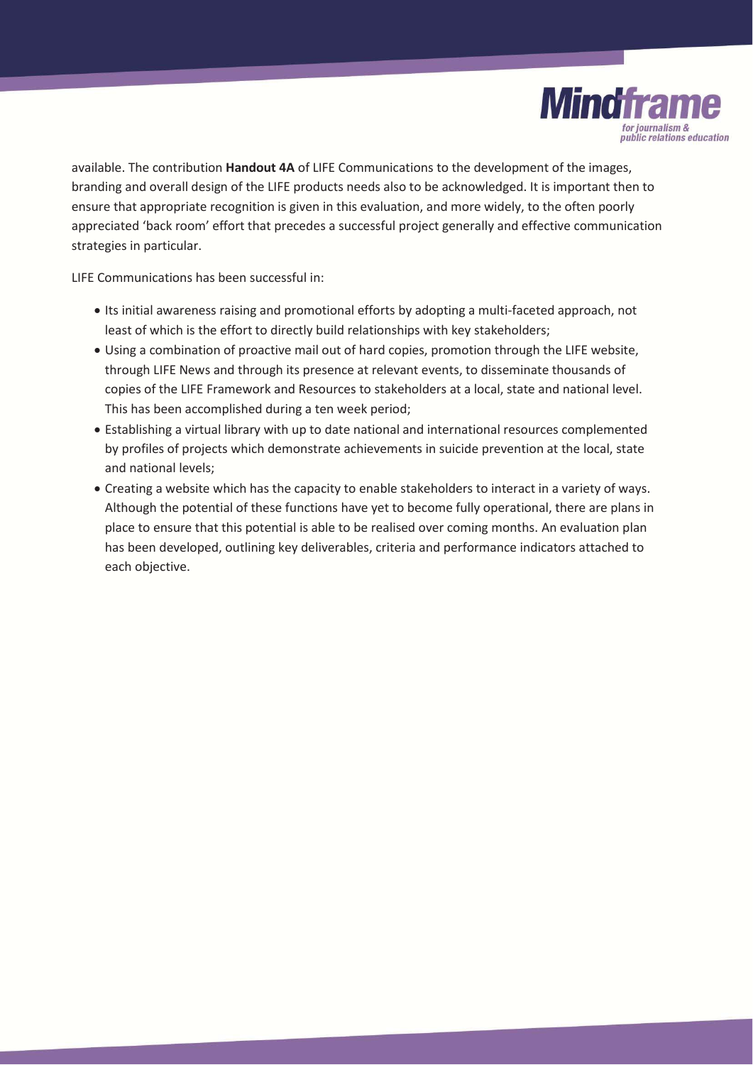available. The contribution **Handout 4A** of LIFE Communications to the development of the images, branding and overall design of the LIFE products needs also to be acknowledged. It is important then to ensure that appropriate recognition is given in this evaluation, and more widely, to the often poorly appreciated 'back room' effort that precedes a successful project generally and effective communication strategies in particular.

LIFE Communications has been successful in:

- Its initial awareness raising and promotional efforts by adopting a multi-faceted approach, not least of which is the effort to directly build relationships with key stakeholders;
- Using a combination of proactive mail out of hard copies, promotion through the LIFE website, through LIFE News and through its presence at relevant events, to disseminate thousands of copies of the LIFE Framework and Resources to stakeholders at a local, state and national level. This has been accomplished during a ten week period;
- Establishing a virtual library with up to date national and international resources complemented by profiles of projects which demonstrate achievements in suicide prevention at the local, state and national levels;
- Creating a website which has the capacity to enable stakeholders to interact in a variety of ways. Although the potential of these functions have yet to become fully operational, there are plans in place to ensure that this potential is able to be realised over coming months. An evaluation plan has been developed, outlining key deliverables, criteria and performance indicators attached to each objective.